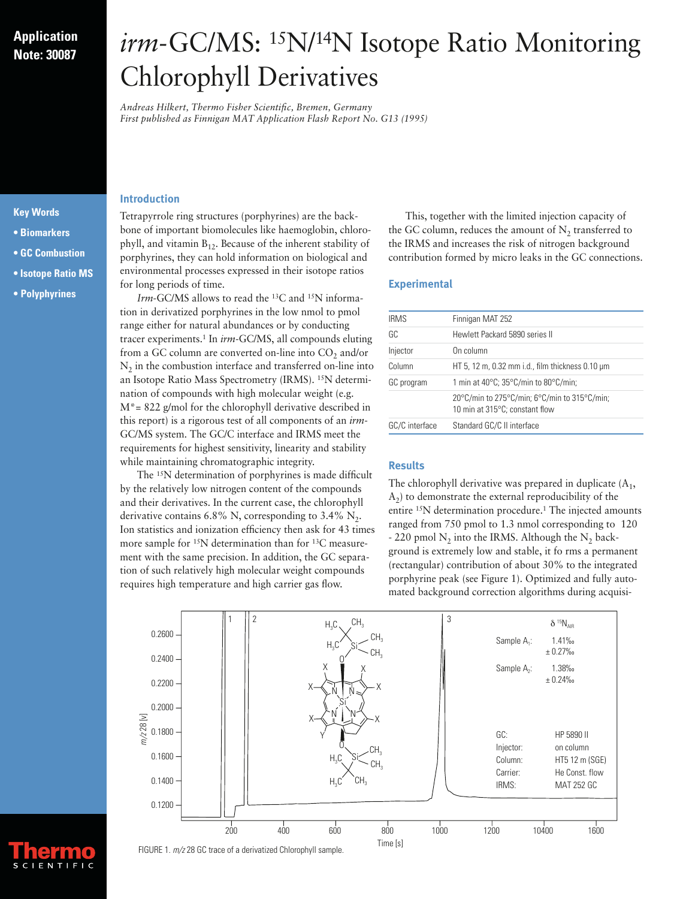Application Note: 30087

# *irm*-GC/MS: $^{15}N/^{14}N$ Isotope Ratio Monitoring Chlorophyll Derivatives

*Andreas Hilkert, Thermo Fisher Scientific, Bremen, Germany*
*First published as Finnigan MAT Application Flash Report No. G13 (1995)*

**Key Words**

- **Biomarkers**
- **GC Combustion**
- **Isotope Ratio MS**
- **Polyphyrines**

## Introduction

Tetrapyrrole ring structures (porphyrines) are the backbone of important biomolecules like haemoglobin, chlorophyll, and vitamin $B_{12}$. Because of the inherent stability of porphyrines, they can hold information on biological and environmental processes expressed in their isotope ratios for long periods of time.

*Irm*-GC/MS allows to read the $^{13}C$ and $^{15}N$ information in derivatized porphyrines in the low nmol to pmol range either for natural abundances or by conducting tracer experiments.[1] In *irm*-GC/MS, all compounds eluting from a GC column are converted on-line into $CO_2$ and/or $N_2$ in the combustion interface and transferred on-line into an Isotope Ratio Mass Spectrometry (IRMS). $^{15}N$ determination of compounds with high molecular weight (e.g. M*= 822 g/mol for the chlorophyll derivative described in this report) is a rigorous test of all components of an *irm*-GC/MS system. The GC/C interface and IRMS meet the requirements for highest sensitivity, linearity and stability while maintaining chromatographic integrity.

The $^{15}N$ determination of porphyrines is made difficult by the relatively low nitrogen content of the compounds and their derivatives. In the current case, the chlorophyll derivative contains 6.8% N, corresponding to 3.4% $N_2$. Ion statistics and ionization efficiency then ask for 43 times more sample for $^{15}N$ determination than for $^{13}C$ measurement with the same precision. In addition, the GC separation of such relatively high molecular weight compounds requires high temperature and high carrier gas flow.

This, together with the limited injection capacity of the GC column, reduces the amount of $N_2$ transferred to the IRMS and increases the risk of nitrogen background contribution formed by micro leaks in the GC connections.

## Experimental

| | |
|---|---|
| IRMS | Finnigan MAT 252 |
| GC | Hewlett Packard 5890 series II |
| Injector | On column |
| Column | HT 5, 12 m, 0.32 mm i.d., film thickness 0.10 µm |
| GC program | 1 min at 40°C; 35°C/min to 80°C/min; |
| | 20°C/min to 275°C/min; 6°C/min to 315°C/min; 10 min at 315°C; constant flow |
| GC/C interface | Standard GC/C II interface |

## Results

The chlorophyll derivative was prepared in duplicate ($A_1$, $A_2$) to demonstrate the external reproducibility of the entire $^{15}N$ determination procedure.[1] The injected amounts ranged from 750 pmol to 1.3 nmol corresponding to 120 - 220 pmol $N_2$ into the IRMS. Although the $N_2$ background is extremely low and stable, it fo rms a permanent (rectangular) contribution of about 30% to the integrated porphyrine peak (see Figure 1). Optimized and fully automated background correction algorithms during acquisi-

FIGURE 1. *m/z* 28 GC trace of a derivatized Chlorophyll sample.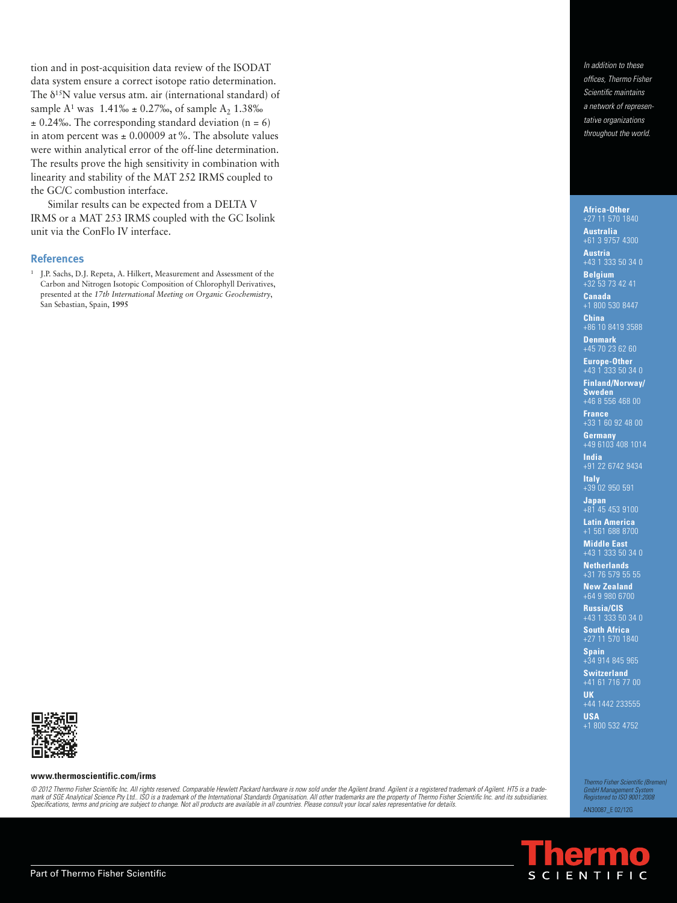tion and in post-acquisition data review of the ISODAT data system ensure a correct isotope ratio determination. The $\delta^{15}N$ value versus atm. air (international standard) of sample A[1] was 1.41‰ ± 0.27‰, of sample $A_2$ 1.38‰ ± 0.24‰. The corresponding standard deviation (n = 6) in atom percent was ± 0.00009 at %. The absolute values were within analytical error of the off-line determination. The results prove the high sensitivity in combination with linearity and stability of the MAT 252 IRMS coupled to the GC/C combustion interface.

Similar results can be expected from a DELTA V IRMS or a MAT 253 IRMS coupled with the GC Isolink unit via the ConFlo IV interface.

## References

1. J.P. Sachs, D.J. Repeta, A. Hilkert, Measurement and Assessment of the Carbon and Nitrogen Isotopic Composition of Chlorophyll Derivatives, presented at the *17th International Meeting on Organic Geochemistry*, San Sebastian, Spain, **1995**

*In addition to these offices, Thermo Fisher Scientific maintains a network of representative organizations throughout the world.*

**Africa-Other** +27 11 570 1840
**Australia** +61 3 9757 4300
**Austria** +43 1 333 50 34 0
**Belgium** +32 53 73 42 41
**Canada** +1 800 530 8447
**China** +86 10 8419 3588
**Denmark** +45 70 23 62 60
**Europe-Other** +43 1 333 50 34 0
**Finland/Norway/Sweden** +46 8 556 468 00
**France** +33 1 60 92 48 00
**Germany** +49 6103 408 1014
**India** +91 22 6742 9434
**Italy** +39 02 950 591
**Japan** +81 45 453 9100
**Latin America** +1 561 688 8700
**Middle East** +43 1 333 50 34 0
**Netherlands** +31 76 579 55 55
**New Zealand** +64 9 980 6700
**Russia/CIS** +43 1 333 50 34 0
**South Africa** +27 11 570 1840
**Spain** +34 914 845 965
**Switzerland** +41 61 716 77 00
**UK** +44 1442 233555
**USA** +1 800 532 4752

**www.thermoscientific.com/irms**

*© 2012 Thermo Fisher Scientific Inc. All rights reserved. Comparable Hewlett Packard hardware is now sold under the Agilent brand. Agilent is a registered trademark of Agilent. HT5 is a trademark of SGE Analytical Science Pty Ltd.. ISO is a trademark of the International Standards Organisation. All other trademarks are the property of Thermo Fisher Scientific Inc. and its subsidiaries. Specifications, terms and pricing are subject to change. Not all products are available in all countries. Please consult your local sales representative for details.*

*Thermo Fisher Scientific (Bremen) GmbH Management System Registered to ISO 9001:2008*

AN30087_E 02/12G

Thermo SCIENTIFIC

Part of Thermo Fisher Scientific